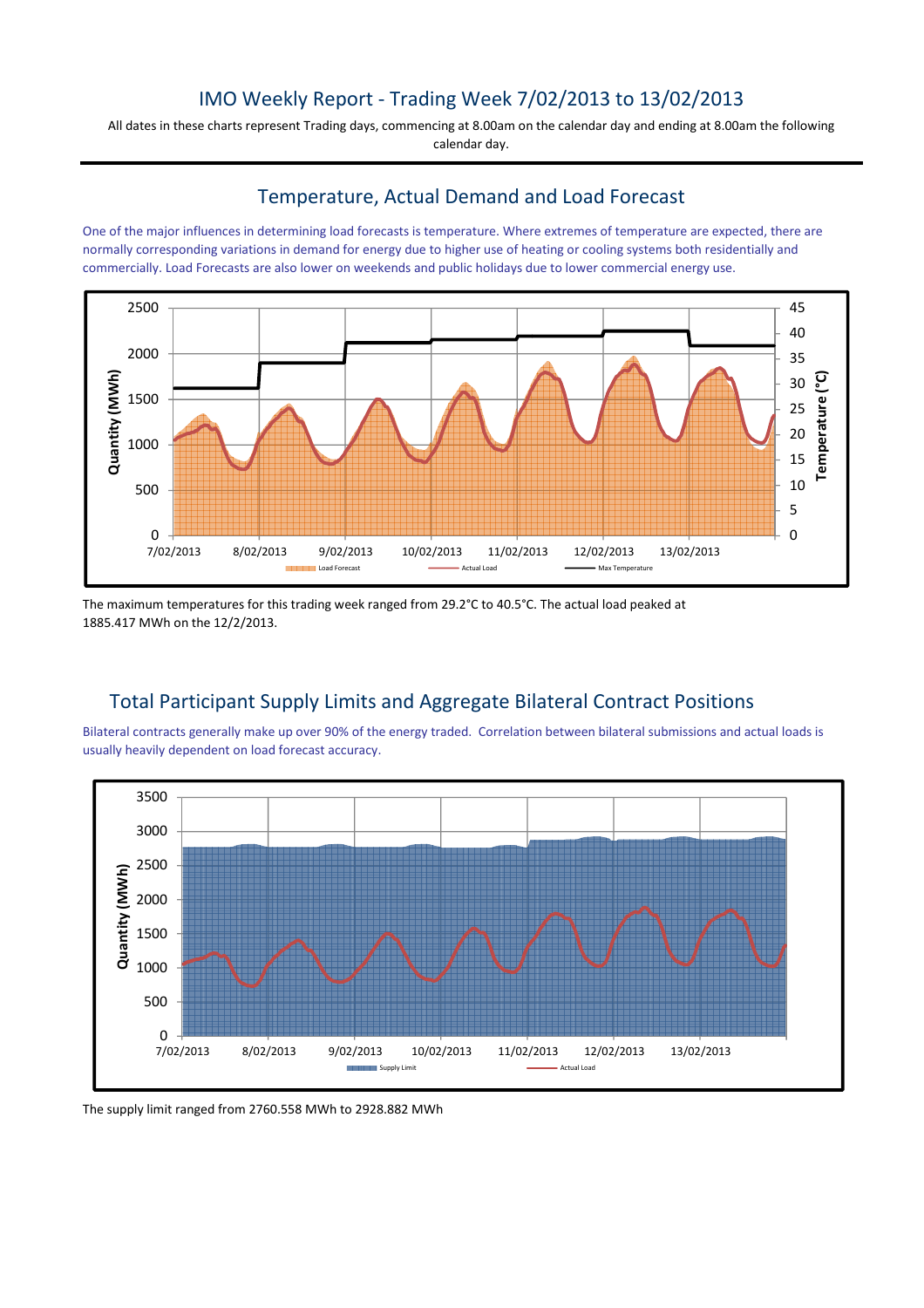# IMO Weekly Report - Trading Week 7/02/2013 to 13/02/2013

All dates in these charts represent Trading days, commencing at 8.00am on the calendar day and ending at 8.00am the following calendar day.

## Temperature, Actual Demand and Load Forecast

One of the major influences in determining load forecasts is temperature. Where extremes of temperature are expected, there are normally corresponding variations in demand for energy due to higher use of heating or cooling systems both residentially and commercially. Load Forecasts are also lower on weekends and public holidays due to lower commercial energy use.

The maximum temperatures for this trading week ranged from 29.2°C to 40.5°C. The actual load peaked at 1885.417 MWh on the 12/2/2013.

## Total Participant Supply Limits and Aggregate Bilateral Contract Positions

Bilateral contracts generally make up over 90% of the energy traded. Correlation between bilateral submissions and actual loads is usually heavily dependent on load forecast accuracy.

The supply limit ranged from 2760.558 MWh to 2928.882 MWh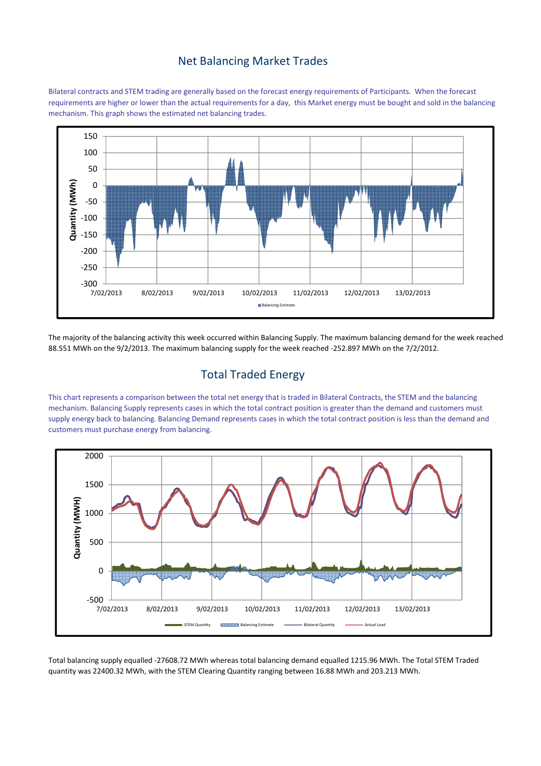## Net Balancing Market Trades

Bilateral contracts and STEM trading are generally based on the forecast energy requirements of Participants. When the forecast requirements are higher or lower than the actual requirements for a day, this Market energy must be bought and sold in the balancing mechanism. This graph shows the estimated net balancing trades.

The majority of the balancing activity this week occurred within Balancing Supply. The maximum balancing demand for the week reached 88.551 MWh on the 9/2/2013. The maximum balancing supply for the week reached -252.897 MWh on the 7/2/2012.

## Total Traded Energy

This chart represents a comparison between the total net energy that is traded in Bilateral Contracts, the STEM and the balancing mechanism. Balancing Supply represents cases in which the total contract position is greater than the demand and customers must supply energy back to balancing. Balancing Demand represents cases in which the total contract position is less than the demand and customers must purchase energy from balancing.

Total balancing supply equalled -27608.72 MWh whereas total balancing demand equalled 1215.96 MWh. The Total STEM Traded quantity was 22400.32 MWh, with the STEM Clearing Quantity ranging between 16.88 MWh and 203.213 MWh.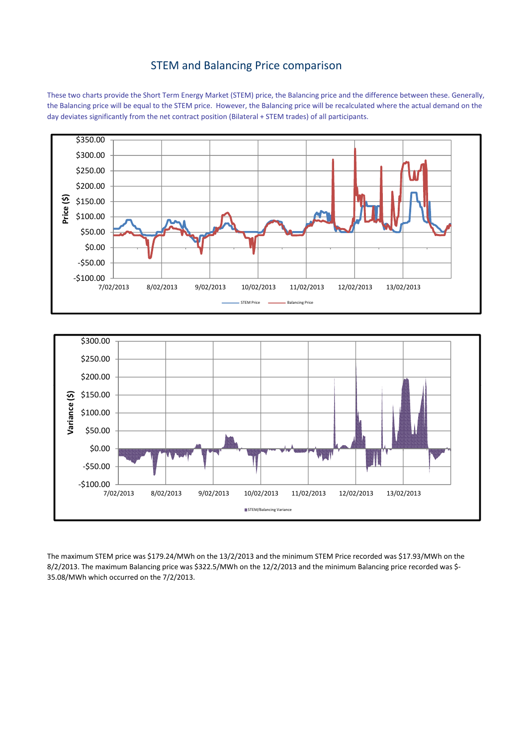# STEM and Balancing Price comparison

These two charts provide the Short Term Energy Market (STEM) price, the Balancing price and the difference between these. Generally, the Balancing price will be equal to the STEM price. However, the Balancing price will be recalculated where the actual demand on the day deviates significantly from the net contract position (Bilateral + STEM trades) of all participants.

Price ($)

$350.00
$300.00
$250.00
$200.00
$150.00
$100.00
$50.00
$0.00
-$50.00
-$100.00

7/02/2013 8/02/2013 9/02/2013 10/02/2013 11/02/2013 12/02/2013 13/02/2013

STEM Price
Balancing Price

Variance ($)

$300.00
$250.00
$200.00
$150.00
$100.00
$50.00
$0.00
-$50.00
-$100.00

7/02/2013 8/02/2013 9/02/2013 10/02/2013 11/02/2013 12/02/2013 13/02/2013

STEM/Balancing Variance

The maximum STEM price was $179.24/MWh on the 13/2/2013 and the minimum STEM Price recorded was $17.93/MWh on the 8/2/2013. The maximum Balancing price was $322.5/MWh on the 12/2/2013 and the minimum Balancing price recorded was $-35.08/MWh which occurred on the 7/2/2013.